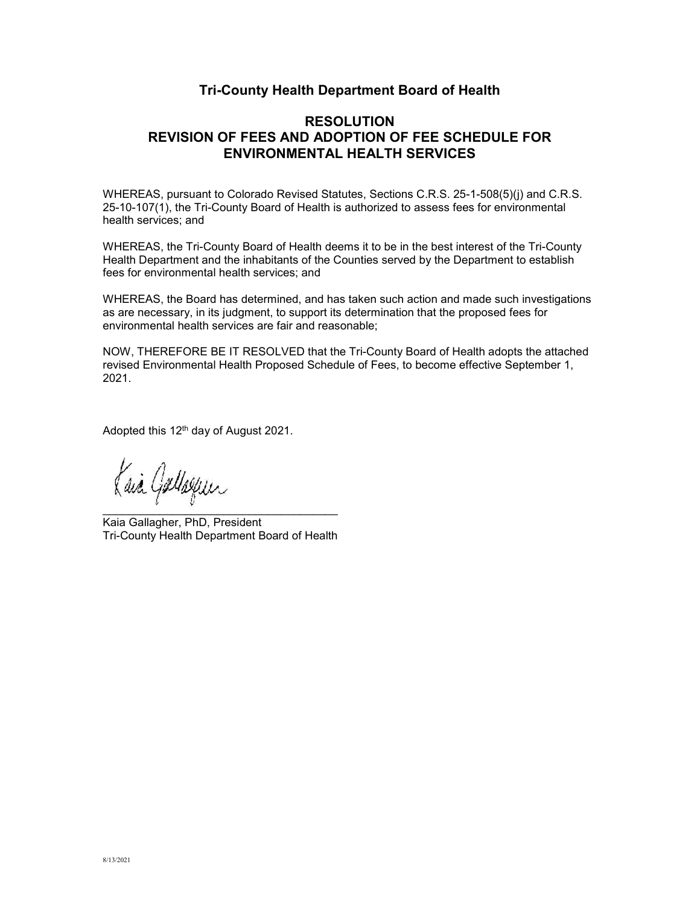## Tri-County Health Department Board of Health

## RESOLUTION
## REVISION OF FEES AND ADOPTION OF FEE SCHEDULE FOR ENVIRONMENTAL HEALTH SERVICES

WHEREAS, pursuant to Colorado Revised Statutes, Sections C.R.S. 25-1-508(5)(j) and C.R.S. 25-10-107(1), the Tri-County Board of Health is authorized to assess fees for environmental health services; and

WHEREAS, the Tri-County Board of Health deems it to be in the best interest of the Tri-County Health Department and the inhabitants of the Counties served by the Department to establish fees for environmental health services; and

WHEREAS, the Board has determined, and has taken such action and made such investigations as are necessary, in its judgment, to support its determination that the proposed fees for environmental health services are fair and reasonable;

NOW, THEREFORE BE IT RESOLVED that the Tri-County Board of Health adopts the attached revised Environmental Health Proposed Schedule of Fees, to become effective September 1, 2021.

Adopted this 12th day of August 2021.

Kaia Gallagher

\_\_\_\_\_\_\_\_\_\_\_\_\_\_\_\_\_\_\_\_\_\_\_\_\_\_\_\_\_\_\_\_\_\_\_\_

Kaia Gallagher, PhD, President
Tri-County Health Department Board of Health

8/13/2021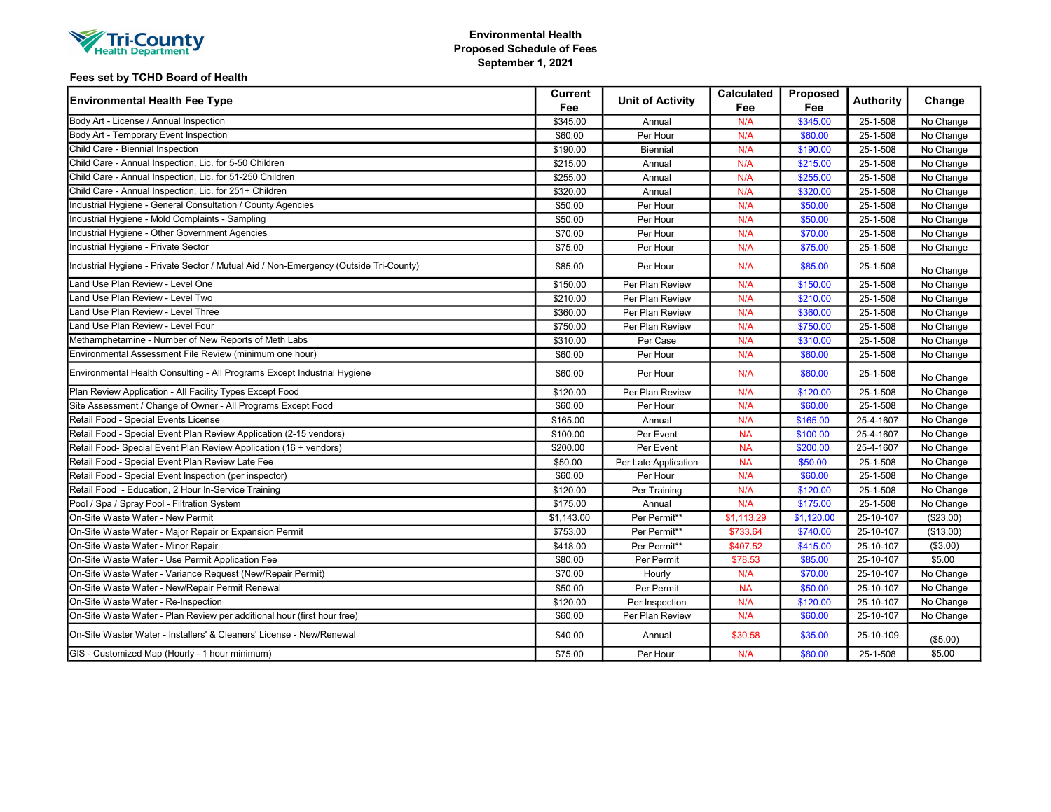Tri-County Health Department

**Environmental Health**
**Proposed Schedule of Fees**
**September 1, 2021**

**Fees set by TCHD Board of Health**

| Environmental Health Fee Type | Current Fee | Unit of Activity | Calculated Fee | Proposed Fee | Authority | Change |
|---|---|---|---|---|---|---|
| Body Art - License / Annual Inspection | $345.00 | Annual | N/A | $345.00 | 25-1-508 | No Change |
| Body Art - Temporary Event Inspection | $60.00 | Per Hour | N/A | $60.00 | 25-1-508 | No Change |
| Child Care - Biennial Inspection | $190.00 | Biennial | N/A | $190.00 | 25-1-508 | No Change |
| Child Care - Annual Inspection, Lic. for 5-50 Children | $215.00 | Annual | N/A | $215.00 | 25-1-508 | No Change |
| Child Care - Annual Inspection, Lic. for 51-250 Children | $255.00 | Annual | N/A | $255.00 | 25-1-508 | No Change |
| Child Care - Annual Inspection, Lic. for 251+ Children | $320.00 | Annual | N/A | $320.00 | 25-1-508 | No Change |
| Industrial Hygiene - General Consultation / County Agencies | $50.00 | Per Hour | N/A | $50.00 | 25-1-508 | No Change |
| Industrial Hygiene - Mold Complaints - Sampling | $50.00 | Per Hour | N/A | $50.00 | 25-1-508 | No Change |
| Industrial Hygiene - Other Government Agencies | $70.00 | Per Hour | N/A | $70.00 | 25-1-508 | No Change |
| Industrial Hygiene - Private Sector | $75.00 | Per Hour | N/A | $75.00 | 25-1-508 | No Change |
| Industrial Hygiene - Private Sector / Mutual Aid / Non-Emergency (Outside Tri-County) | $85.00 | Per Hour | N/A | $85.00 | 25-1-508 | No Change |
| Land Use Plan Review - Level One | $150.00 | Per Plan Review | N/A | $150.00 | 25-1-508 | No Change |
| Land Use Plan Review - Level Two | $210.00 | Per Plan Review | N/A | $210.00 | 25-1-508 | No Change |
| Land Use Plan Review - Level Three | $360.00 | Per Plan Review | N/A | $360.00 | 25-1-508 | No Change |
| Land Use Plan Review - Level Four | $750.00 | Per Plan Review | N/A | $750.00 | 25-1-508 | No Change |
| Methamphetamine - Number of New Reports of Meth Labs | $310.00 | Per Case | N/A | $310.00 | 25-1-508 | No Change |
| Environmental Assessment File Review (minimum one hour) | $60.00 | Per Hour | N/A | $60.00 | 25-1-508 | No Change |
| Environmental Health Consulting - All Programs Except Industrial Hygiene | $60.00 | Per Hour | N/A | $60.00 | 25-1-508 | No Change |
| Plan Review Application - All Facility Types Except Food | $120.00 | Per Plan Review | N/A | $120.00 | 25-1-508 | No Change |
| Site Assessment / Change of Owner - All Programs Except Food | $60.00 | Per Hour | N/A | $60.00 | 25-1-508 | No Change |
| Retail Food - Special Events License | $165.00 | Annual | N/A | $165.00 | 25-4-1607 | No Change |
| Retail Food - Special Event Plan Review Application (2-15 vendors) | $100.00 | Per Event | NA | $100.00 | 25-4-1607 | No Change |
| Retail Food- Special Event Plan Review Application (16 + vendors) | $200.00 | Per Event | NA | $200.00 | 25-4-1607 | No Change |
| Retail Food - Special Event Plan Review Late Fee | $50.00 | Per Late Application | NA | $50.00 | 25-1-508 | No Change |
| Retail Food - Special Event Inspection (per inspector) | $60.00 | Per Hour | N/A | $60.00 | 25-1-508 | No Change |
| Retail Food - Education, 2 Hour In-Service Training | $120.00 | Per Training | N/A | $120.00 | 25-1-508 | No Change |
| Pool / Spa / Spray Pool - Filtration System | $175.00 | Annual | N/A | $175.00 | 25-1-508 | No Change |
| On-Site Waste Water - New Permit | $1,143.00 | Per Permit** | $1,113.29 | $1,120.00 | 25-10-107 | ($23.00) |
| On-Site Waste Water - Major Repair or Expansion Permit | $753.00 | Per Permit** | $733.64 | $740.00 | 25-10-107 | ($13.00) |
| On-Site Waste Water - Minor Repair | $418.00 | Per Permit** | $407.52 | $415.00 | 25-10-107 | ($3.00) |
| On-Site Waste Water - Use Permit Application Fee | $80.00 | Per Permit | $78.53 | $85.00 | 25-10-107 | $5.00 |
| On-Site Waste Water - Variance Request (New/Repair Permit) | $70.00 | Hourly | N/A | $70.00 | 25-10-107 | No Change |
| On-Site Waste Water - New/Repair Permit Renewal | $50.00 | Per Permit | NA | $50.00 | 25-10-107 | No Change |
| On-Site Waste Water - Re-Inspection | $120.00 | Per Inspection | N/A | $120.00 | 25-10-107 | No Change |
| On-Site Waste Water - Plan Review per additional hour (first hour free) | $60.00 | Per Plan Review | N/A | $60.00 | 25-10-107 | No Change |
| On-Site Waster Water - Installers' & Cleaners' License - New/Renewal | $40.00 | Annual | $30.58 | $35.00 | 25-10-109 | ($5.00) |
| GIS - Customized Map (Hourly - 1 hour minimum) | $75.00 | Per Hour | N/A | $80.00 | 25-1-508 | $5.00 |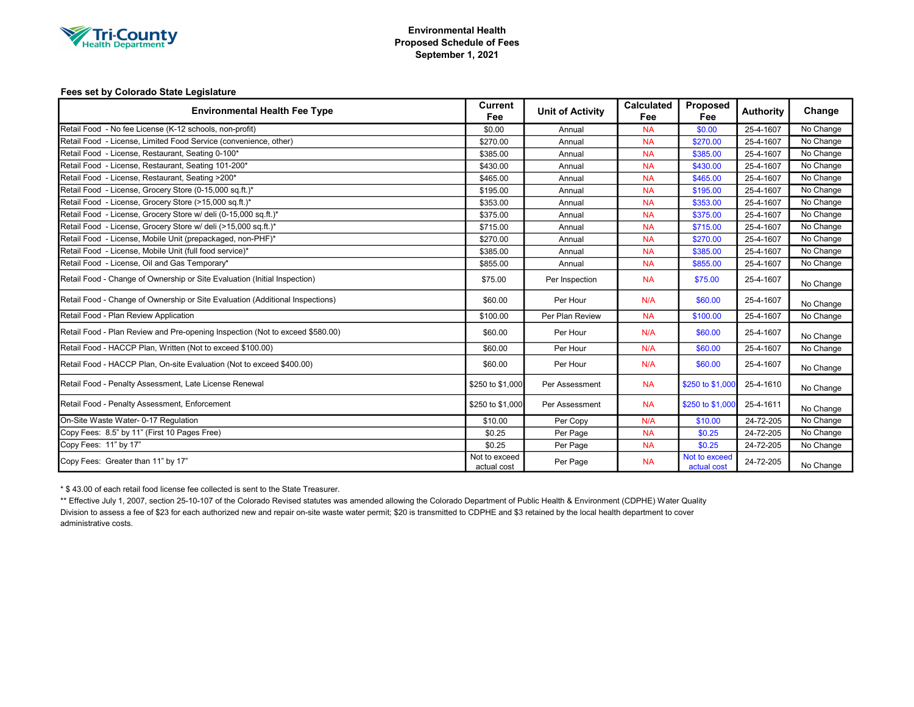Tri-County Health Department

# Environmental Health
## Proposed Schedule of Fees
## September 1, 2021

**Fees set by Colorado State Legislature**

| Environmental Health Fee Type | Current Fee | Unit of Activity | Calculated Fee | Proposed Fee | Authority | Change |
|---|---|---|---|---|---|---|
| Retail Food - No fee License (K-12 schools, non-profit) | $0.00 | Annual | NA | $0.00 | 25-4-1607 | No Change |
| Retail Food - License, Limited Food Service (convenience, other) | $270.00 | Annual | NA | $270.00 | 25-4-1607 | No Change |
| Retail Food - License, Restaurant, Seating 0-100* | $385.00 | Annual | NA | $385.00 | 25-4-1607 | No Change |
| Retail Food - License, Restaurant, Seating 101-200* | $430.00 | Annual | NA | $430.00 | 25-4-1607 | No Change |
| Retail Food - License, Restaurant, Seating >200* | $465.00 | Annual | NA | $465.00 | 25-4-1607 | No Change |
| Retail Food - License, Grocery Store (0-15,000 sq.ft.)* | $195.00 | Annual | NA | $195.00 | 25-4-1607 | No Change |
| Retail Food - License, Grocery Store (>15,000 sq.ft.)* | $353.00 | Annual | NA | $353.00 | 25-4-1607 | No Change |
| Retail Food - License, Grocery Store w/ deli (0-15,000 sq.ft.)* | $375.00 | Annual | NA | $375.00 | 25-4-1607 | No Change |
| Retail Food - License, Grocery Store w/ deli (>15,000 sq.ft.)* | $715.00 | Annual | NA | $715.00 | 25-4-1607 | No Change |
| Retail Food - License, Mobile Unit (prepackaged, non-PHF)* | $270.00 | Annual | NA | $270.00 | 25-4-1607 | No Change |
| Retail Food - License, Mobile Unit (full food service)* | $385.00 | Annual | NA | $385.00 | 25-4-1607 | No Change |
| Retail Food - License, Oil and Gas Temporary* | $855.00 | Annual | NA | $855.00 | 25-4-1607 | No Change |
| Retail Food - Change of Ownership or Site Evaluation (Initial Inspection) | $75.00 | Per Inspection | NA | $75.00 | 25-4-1607 | No Change |
| Retail Food - Change of Ownership or Site Evaluation (Additional Inspections) | $60.00 | Per Hour | N/A | $60.00 | 25-4-1607 | No Change |
| Retail Food - Plan Review Application | $100.00 | Per Plan Review | NA | $100.00 | 25-4-1607 | No Change |
| Retail Food - Plan Review and Pre-opening Inspection (Not to exceed $580.00) | $60.00 | Per Hour | N/A | $60.00 | 25-4-1607 | No Change |
| Retail Food - HACCP Plan, Written (Not to exceed $100.00) | $60.00 | Per Hour | N/A | $60.00 | 25-4-1607 | No Change |
| Retail Food - HACCP Plan, On-site Evaluation (Not to exceed $400.00) | $60.00 | Per Hour | N/A | $60.00 | 25-4-1607 | No Change |
| Retail Food - Penalty Assessment, Late License Renewal | $250 to $1,000 | Per Assessment | NA | $250 to $1,000 | 25-4-1610 | No Change |
| Retail Food - Penalty Assessment, Enforcement | $250 to $1,000 | Per Assessment | NA | $250 to $1,000 | 25-4-1611 | No Change |
| On-Site Waste Water- 0-17 Regulation | $10.00 | Per Copy | N/A | $10.00 | 24-72-205 | No Change |
| Copy Fees: 8.5” by 11” (First 10 Pages Free) | $0.25 | Per Page | NA | $0.25 | 24-72-205 | No Change |
| Copy Fees: 11” by 17” | $0.25 | Per Page | NA | $0.25 | 24-72-205 | No Change |
| Copy Fees: Greater than 11” by 17” | Not to exceed actual cost | Per Page | NA | Not to exceed actual cost | 24-72-205 | No Change |

* $ 43.00 of each retail food license fee collected is sent to the State Treasurer.

** Effective July 1, 2007, section 25-10-107 of the Colorado Revised statutes was amended allowing the Colorado Department of Public Health & Environment (CDPHE) Water Quality Division to assess a fee of $23 for each authorized new and repair on-site waste water permit; $20 is transmitted to CDPHE and $3 retained by the local health department to cover administrative costs.